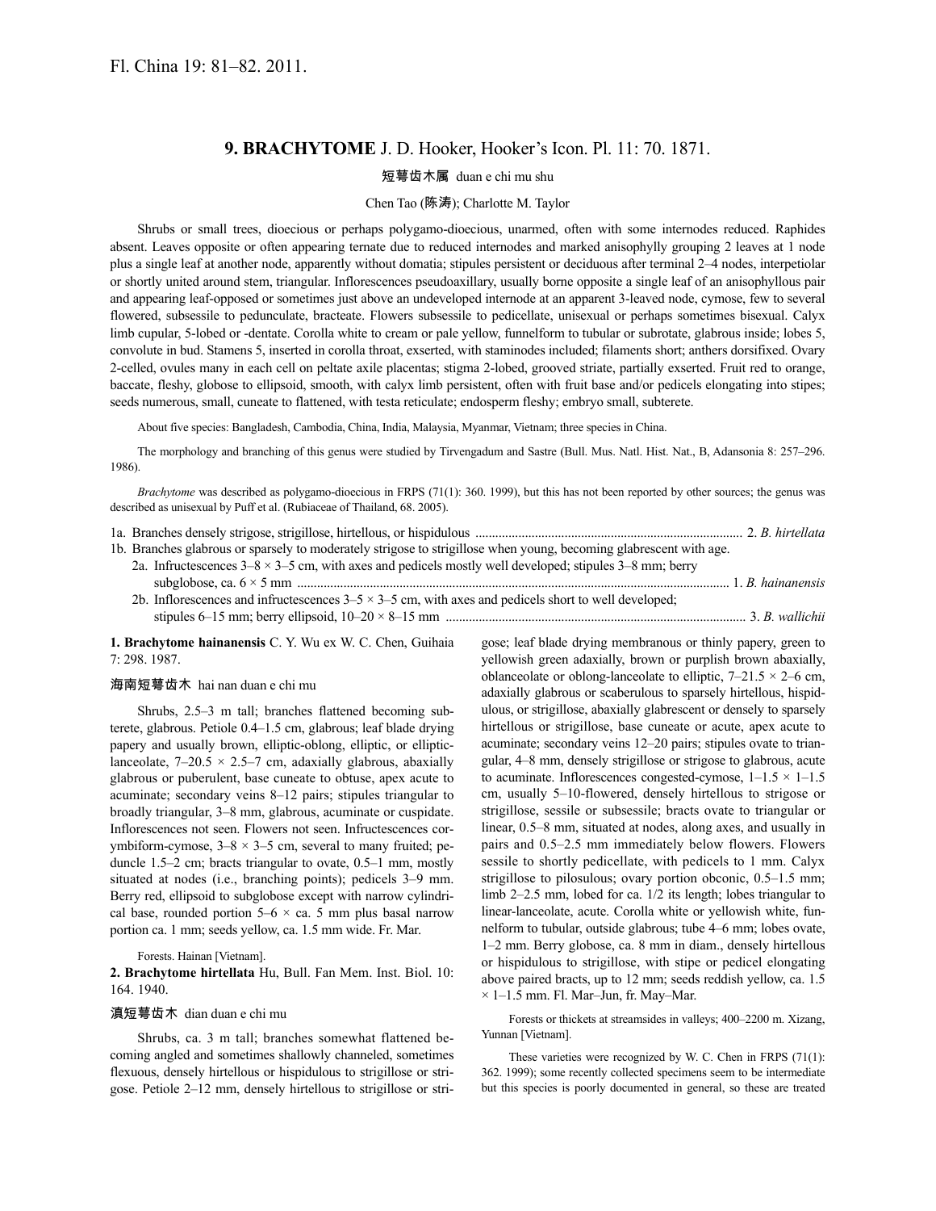Fl. China 19: 81–82. 2011.

## 9. BRACHYTOME J. D. Hooker, Hooker's Icon. Pl. 11: 70. 1871.

短萼齿木属 duan e chi mu shu

Chen Tao (陈涛); Charlotte M. Taylor

Shrubs or small trees, dioecious or perhaps polygamo-dioecious, unarmed, often with some internodes reduced. Raphides absent. Leaves opposite or often appearing ternate due to reduced internodes and marked anisophylly grouping 2 leaves at 1 node plus a single leaf at another node, apparently without domatia; stipules persistent or deciduous after terminal 2–4 nodes, interpetiolar or shortly united around stem, triangular. Inflorescences pseudoaxillary, usually borne opposite a single leaf of an anisophyllous pair and appearing leaf-opposed or sometimes just above an undeveloped internode at an apparent 3-leaved node, cymose, few to several flowered, subsessile to pedunculate, bracteate. Flowers subsessile to pedicellate, unisexual or perhaps sometimes bisexual. Calyx limb cupular, 5-lobed or -dentate. Corolla white to cream or pale yellow, funnelform to tubular or subrotate, glabrous inside; lobes 5, convolute in bud. Stamens 5, inserted in corolla throat, exserted, with staminodes included; filaments short; anthers dorsifixed. Ovary 2-celled, ovules many in each cell on peltate axile placentas; stigma 2-lobed, grooved striate, partially exserted. Fruit red to orange, baccate, fleshy, globose to ellipsoid, smooth, with calyx limb persistent, often with fruit base and/or pedicels elongating into stipes; seeds numerous, small, cuneate to flattened, with testa reticulate; endosperm fleshy; embryo small, subterete.

About five species: Bangladesh, Cambodia, China, India, Malaysia, Myanmar, Vietnam; three species in China.

The morphology and branching of this genus were studied by Tirvengadum and Sastre (Bull. Mus. Natl. Hist. Nat., B, Adansonia 8: 257–296. 1986).

*Brachytome* was described as polygamo-dioecious in FRPS (71(1): 360. 1999), but this has not been reported by other sources; the genus was described as unisexual by Puff et al. (Rubiaceae of Thailand, 68. 2005).

1a. Branches densely strigose, strigillose, hirtellous, or hispidulous ................................................ 2. *B. hirtellata*
1b. Branches glabrous or sparsely to moderately strigose to strigillose when young, becoming glabrescent with age.
  2a. Infructescences 3–8 × 3–5 cm, with axes and pedicels mostly well developed; stipules 3–8 mm; berry subglobose, ca. 6 × 5 mm ................................................ 1. *B. hainanensis*
  2b. Inflorescences and infructescences 3–5 × 3–5 cm, with axes and pedicels short to well developed; stipules 6–15 mm; berry ellipsoid, 10–20 × 8–15 mm ................................................ 3. *B. wallichii*

**1. Brachytome hainanensis** C. Y. Wu ex W. C. Chen, Guihaia 7: 298. 1987.

海南短萼齿木 hai nan duan e chi mu

Shrubs, 2.5–3 m tall; branches flattened becoming subterete, glabrous. Petiole 0.4–1.5 cm, glabrous; leaf blade drying papery and usually brown, elliptic-oblong, elliptic, or elliptic-lanceolate, 7–20.5 × 2.5–7 cm, adaxially glabrous, abaxially glabrous or puberulent, base cuneate to obtuse, apex acute to acuminate; secondary veins 8–12 pairs; stipules triangular to broadly triangular, 3–8 mm, glabrous, acuminate or cuspidate. Inflorescences not seen. Flowers not seen. Infructescences corymbiform-cymose, 3–8 × 3–5 cm, several to many fruited; peduncle 1.5–2 cm; bracts triangular to ovate, 0.5–1 mm, mostly situated at nodes (i.e., branching points); pedicels 3–9 mm. Berry red, ellipsoid to subglobose except with narrow cylindrical base, rounded portion 5–6 × ca. 5 mm plus basal narrow portion ca. 1 mm; seeds yellow, ca. 1.5 mm wide. Fr. Mar.

Forests. Hainan [Vietnam].

**2. Brachytome hirtellata** Hu, Bull. Fan Mem. Inst. Biol. 10: 164. 1940.

滇短萼齿木 dian duan e chi mu

Shrubs, ca. 3 m tall; branches somewhat flattened becoming angled and sometimes shallowly channeled, sometimes flexuous, densely hirtellous or hispidulous to strigillose or strigose. Petiole 2–12 mm, densely hirtellous to strigillose or strigose; leaf blade drying membranous or thinly papery, green to yellowish green adaxially, brown or purplish brown abaxially, oblanceolate or oblong-lanceolate to elliptic, 7–21.5 × 2–6 cm, adaxially glabrous or scaberulous to sparsely hirtellous, hispidulous, or strigillose, abaxially glabrescent or densely to sparsely hirtellous or strigillose, base cuneate or acute, apex acute to acuminate; secondary veins 12–20 pairs; stipules ovate to triangular, 4–8 mm, densely strigillose or strigose to glabrous, acute to acuminate. Inflorescences congested-cymose, 1–1.5 × 1–1.5 cm, usually 5–10-flowered, densely hirtellous to strigose or strigillose, sessile or subsessile; bracts ovate to triangular or linear, 0.5–8 mm, situated at nodes, along axes, and usually in pairs and 0.5–2.5 mm immediately below flowers. Flowers sessile to shortly pedicellate, with pedicels to 1 mm. Calyx strigillose to pilosulous; ovary portion obconic, 0.5–1.5 mm; limb 2–2.5 mm, lobed for ca. 1/2 its length; lobes triangular to linear-lanceolate, acute. Corolla white or yellowish white, funnelform to tubular, outside glabrous; tube 4–6 mm; lobes ovate, 1–2 mm. Berry globose, ca. 8 mm in diam., densely hirtellous or hispidulous to strigillose, with stipe or pedicel elongating above paired bracts, up to 12 mm; seeds reddish yellow, ca. 1.5 × 1–1.5 mm. Fl. Mar–Jun, fr. May–Mar.

Forests or thickets at streamsides in valleys; 400–2200 m. Xizang, Yunnan [Vietnam].

These varieties were recognized by W. C. Chen in FRPS (71(1): 362. 1999); some recently collected specimens seem to be intermediate but this species is poorly documented in general, so these are treated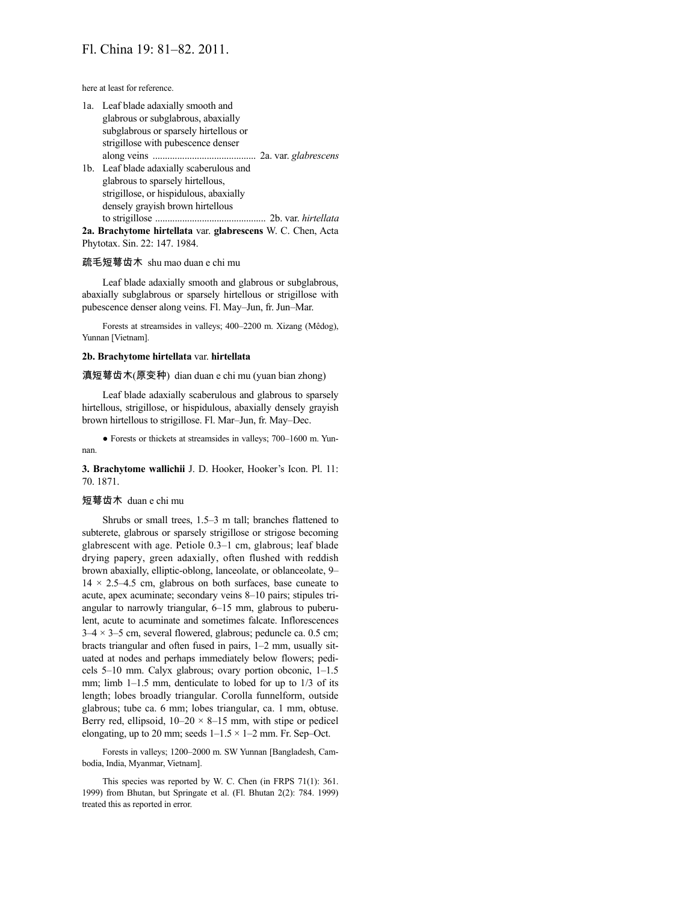here at least for reference.

1a. Leaf blade adaxially smooth and glabrous or subglabrous, abaxially subglabrous or sparsely hirtellous or strigillose with pubescence denser along veins .......................................... 2a. var. *glabrescens*
1b. Leaf blade adaxially scaberulous and glabrous to sparsely hirtellous, strigillose, or hispidulous, abaxially densely grayish brown hirtellous to strigillose ............................................ 2b. var. *hirtellata*

**2a. Brachytome hirtellata** var. **glabrescens** W. C. Chen, Acta Phytotax. Sin. 22: 147. 1984.

疏毛短萼齿木 shu mao duan e chi mu

Leaf blade adaxially smooth and glabrous or subglabrous, abaxially subglabrous or sparsely hirtellous or strigillose with pubescence denser along veins. Fl. May–Jun, fr. Jun–Mar.

Forests at streamsides in valleys; 400–2200 m. Xizang (Mêdog), Yunnan [Vietnam].

**2b. Brachytome hirtellata** var. **hirtellata**

滇短萼齿木(原变种) dian duan e chi mu (yuan bian zhong)

Leaf blade adaxially scaberulous and glabrous to sparsely hirtellous, strigillose, or hispidulous, abaxially densely grayish brown hirtellous to strigillose. Fl. Mar–Jun, fr. May–Dec.

● Forests or thickets at streamsides in valleys; 700–1600 m. Yunnan.

**3. Brachytome wallichii** J. D. Hooker, Hooker's Icon. Pl. 11: 70. 1871.

短萼齿木 duan e chi mu

Shrubs or small trees, 1.5–3 m tall; branches flattened to subterete, glabrous or sparsely strigillose or strigose becoming glabrescent with age. Petiole 0.3–1 cm, glabrous; leaf blade drying papery, green adaxially, often flushed with reddish brown abaxially, elliptic-oblong, lanceolate, or oblanceolate, 9–14 × 2.5–4.5 cm, glabrous on both surfaces, base cuneate to acute, apex acuminate; secondary veins 8–10 pairs; stipules triangular to narrowly triangular, 6–15 mm, glabrous to puberulent, acute to acuminate and sometimes falcate. Inflorescences 3–4 × 3–5 cm, several flowered, glabrous; peduncle ca. 0.5 cm; bracts triangular and often fused in pairs, 1–2 mm, usually situated at nodes and perhaps immediately below flowers; pedicels 5–10 mm. Calyx glabrous; ovary portion obconic, 1–1.5 mm; limb 1–1.5 mm, denticulate to lobed for up to 1/3 of its length; lobes broadly triangular. Corolla funnelform, outside glabrous; tube ca. 6 mm; lobes triangular, ca. 1 mm, obtuse. Berry red, ellipsoid, 10–20 × 8–15 mm, with stipe or pedicel elongating, up to 20 mm; seeds 1–1.5 × 1–2 mm. Fr. Sep–Oct.

Forests in valleys; 1200–2000 m. SW Yunnan [Bangladesh, Cambodia, India, Myanmar, Vietnam].

This species was reported by W. C. Chen (in FRPS 71(1): 361. 1999) from Bhutan, but Springate et al. (Fl. Bhutan 2(2): 784. 1999) treated this as reported in error.